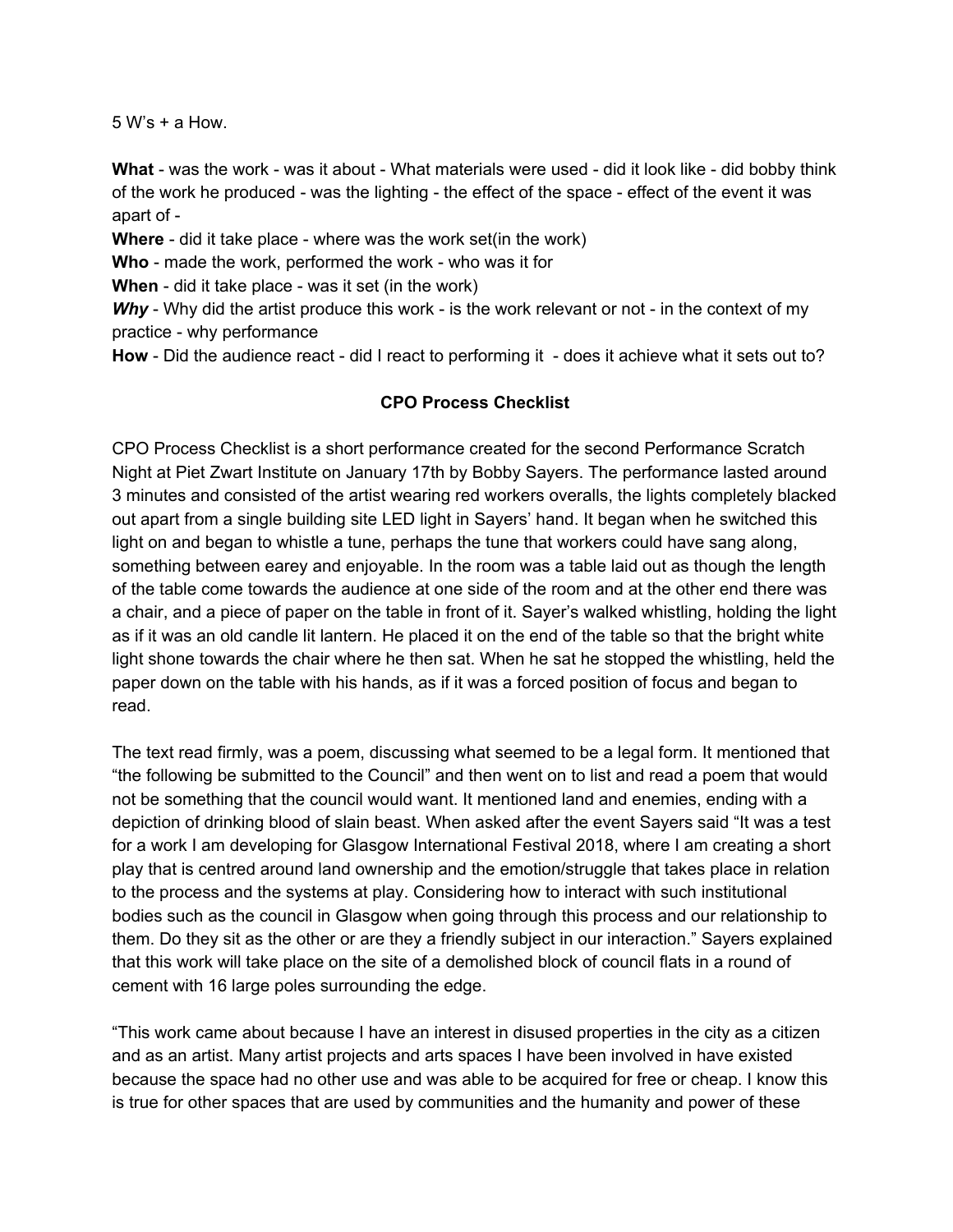5 W's + a How.

**What** - was the work - was it about - What materials were used - did it look like - did bobby think of the work he produced - was the lighting - the effect of the space - effect of the event it was apart of -

**Where** - did it take place - where was the work set(in the work)

**Who** - made the work, performed the work - who was it for

**When** - did it take place - was it set (in the work)

***Why*** - Why did the artist produce this work - is the work relevant or not - in the context of my practice - why performance

**How** - Did the audience react - did I react to performing it - does it achieve what it sets out to?

**CPO Process Checklist**

CPO Process Checklist is a short performance created for the second Performance Scratch Night at Piet Zwart Institute on January 17th by Bobby Sayers. The performance lasted around 3 minutes and consisted of the artist wearing red workers overalls, the lights completely blacked out apart from a single building site LED light in Sayers' hand. It began when he switched this light on and began to whistle a tune, perhaps the tune that workers could have sang along, something between earey and enjoyable. In the room was a table laid out as though the length of the table come towards the audience at one side of the room and at the other end there was a chair, and a piece of paper on the table in front of it. Sayer's walked whistling, holding the light as if it was an old candle lit lantern. He placed it on the end of the table so that the bright white light shone towards the chair where he then sat. When he sat he stopped the whistling, held the paper down on the table with his hands, as if it was a forced position of focus and began to read.

The text read firmly, was a poem, discussing what seemed to be a legal form. It mentioned that "the following be submitted to the Council" and then went on to list and read a poem that would not be something that the council would want. It mentioned land and enemies, ending with a depiction of drinking blood of slain beast. When asked after the event Sayers said "It was a test for a work I am developing for Glasgow International Festival 2018, where I am creating a short play that is centred around land ownership and the emotion/struggle that takes place in relation to the process and the systems at play. Considering how to interact with such institutional bodies such as the council in Glasgow when going through this process and our relationship to them. Do they sit as the other or are they a friendly subject in our interaction." Sayers explained that this work will take place on the site of a demolished block of council flats in a round of cement with 16 large poles surrounding the edge.

"This work came about because I have an interest in disused properties in the city as a citizen and as an artist. Many artist projects and arts spaces I have been involved in have existed because the space had no other use and was able to be acquired for free or cheap. I know this is true for other spaces that are used by communities and the humanity and power of these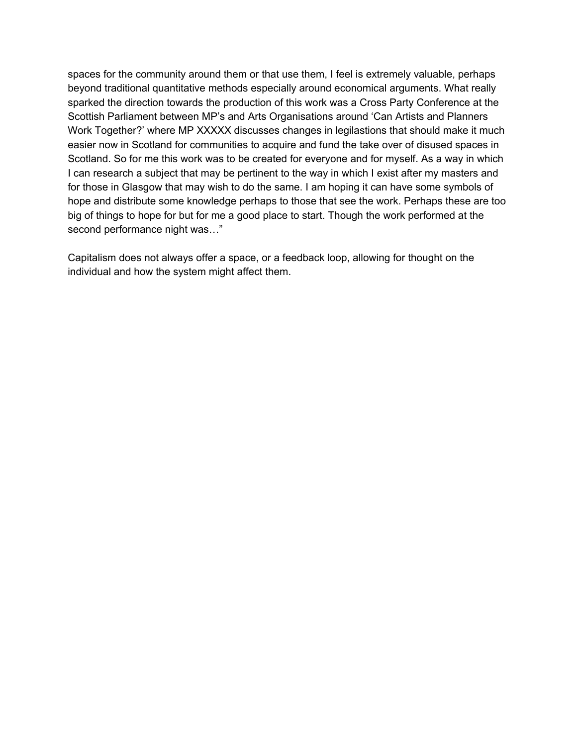spaces for the community around them or that use them, I feel is extremely valuable, perhaps beyond traditional quantitative methods especially around economical arguments. What really sparked the direction towards the production of this work was a Cross Party Conference at the Scottish Parliament between MP's and Arts Organisations around 'Can Artists and Planners Work Together?' where MP XXXXX discusses changes in legilastions that should make it much easier now in Scotland for communities to acquire and fund the take over of disused spaces in Scotland. So for me this work was to be created for everyone and for myself. As a way in which I can research a subject that may be pertinent to the way in which I exist after my masters and for those in Glasgow that may wish to do the same. I am hoping it can have some symbols of hope and distribute some knowledge perhaps to those that see the work. Perhaps these are too big of things to hope for but for me a good place to start. Though the work performed at the second performance night was…"

Capitalism does not always offer a space, or a feedback loop, allowing for thought on the individual and how the system might affect them.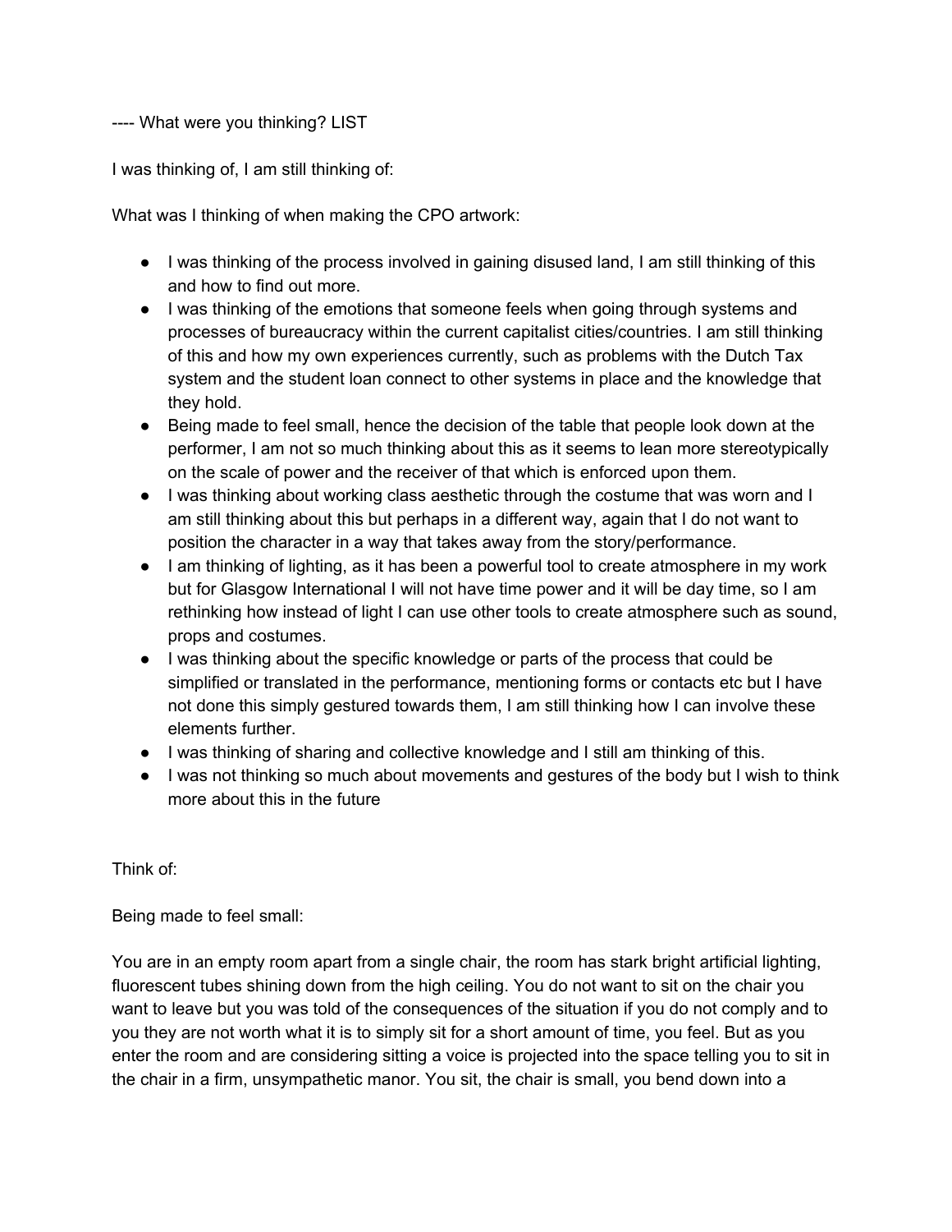---- What were you thinking? LIST

I was thinking of, I am still thinking of:

What was I thinking of when making the CPO artwork:

- I was thinking of the process involved in gaining disused land, I am still thinking of this and how to find out more.
- I was thinking of the emotions that someone feels when going through systems and processes of bureaucracy within the current capitalist cities/countries. I am still thinking of this and how my own experiences currently, such as problems with the Dutch Tax system and the student loan connect to other systems in place and the knowledge that they hold.
- Being made to feel small, hence the decision of the table that people look down at the performer, I am not so much thinking about this as it seems to lean more stereotypically on the scale of power and the receiver of that which is enforced upon them.
- I was thinking about working class aesthetic through the costume that was worn and I am still thinking about this but perhaps in a different way, again that I do not want to position the character in a way that takes away from the story/performance.
- I am thinking of lighting, as it has been a powerful tool to create atmosphere in my work but for Glasgow International I will not have time power and it will be day time, so I am rethinking how instead of light I can use other tools to create atmosphere such as sound, props and costumes.
- I was thinking about the specific knowledge or parts of the process that could be simplified or translated in the performance, mentioning forms or contacts etc but I have not done this simply gestured towards them, I am still thinking how I can involve these elements further.
- I was thinking of sharing and collective knowledge and I still am thinking of this.
- I was not thinking so much about movements and gestures of the body but I wish to think more about this in the future

Think of:

Being made to feel small:

You are in an empty room apart from a single chair, the room has stark bright artificial lighting, fluorescent tubes shining down from the high ceiling. You do not want to sit on the chair you want to leave but you was told of the consequences of the situation if you do not comply and to you they are not worth what it is to simply sit for a short amount of time, you feel. But as you enter the room and are considering sitting a voice is projected into the space telling you to sit in the chair in a firm, unsympathetic manor. You sit, the chair is small, you bend down into a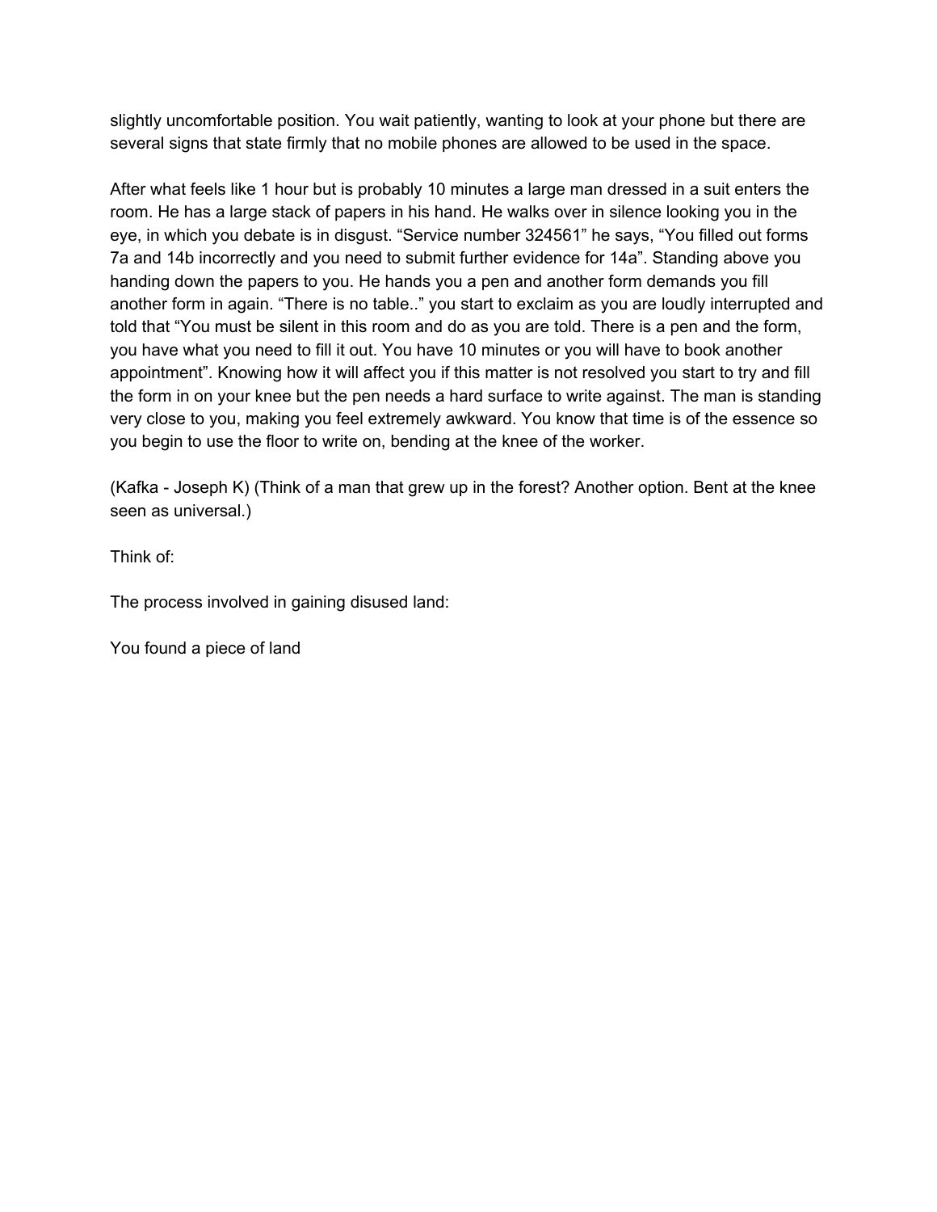slightly uncomfortable position. You wait patiently, wanting to look at your phone but there are several signs that state firmly that no mobile phones are allowed to be used in the space.

After what feels like 1 hour but is probably 10 minutes a large man dressed in a suit enters the room. He has a large stack of papers in his hand. He walks over in silence looking you in the eye, in which you debate is in disgust. “Service number 324561” he says, “You filled out forms 7a and 14b incorrectly and you need to submit further evidence for 14a”. Standing above you handing down the papers to you. He hands you a pen and another form demands you fill another form in again. “There is no table..” you start to exclaim as you are loudly interrupted and told that “You must be silent in this room and do as you are told. There is a pen and the form, you have what you need to fill it out. You have 10 minutes or you will have to book another appointment”. Knowing how it will affect you if this matter is not resolved you start to try and fill the form in on your knee but the pen needs a hard surface to write against. The man is standing very close to you, making you feel extremely awkward. You know that time is of the essence so you begin to use the floor to write on, bending at the knee of the worker.

(Kafka - Joseph K) (Think of a man that grew up in the forest? Another option. Bent at the knee seen as universal.)

Think of:

The process involved in gaining disused land:

You found a piece of land